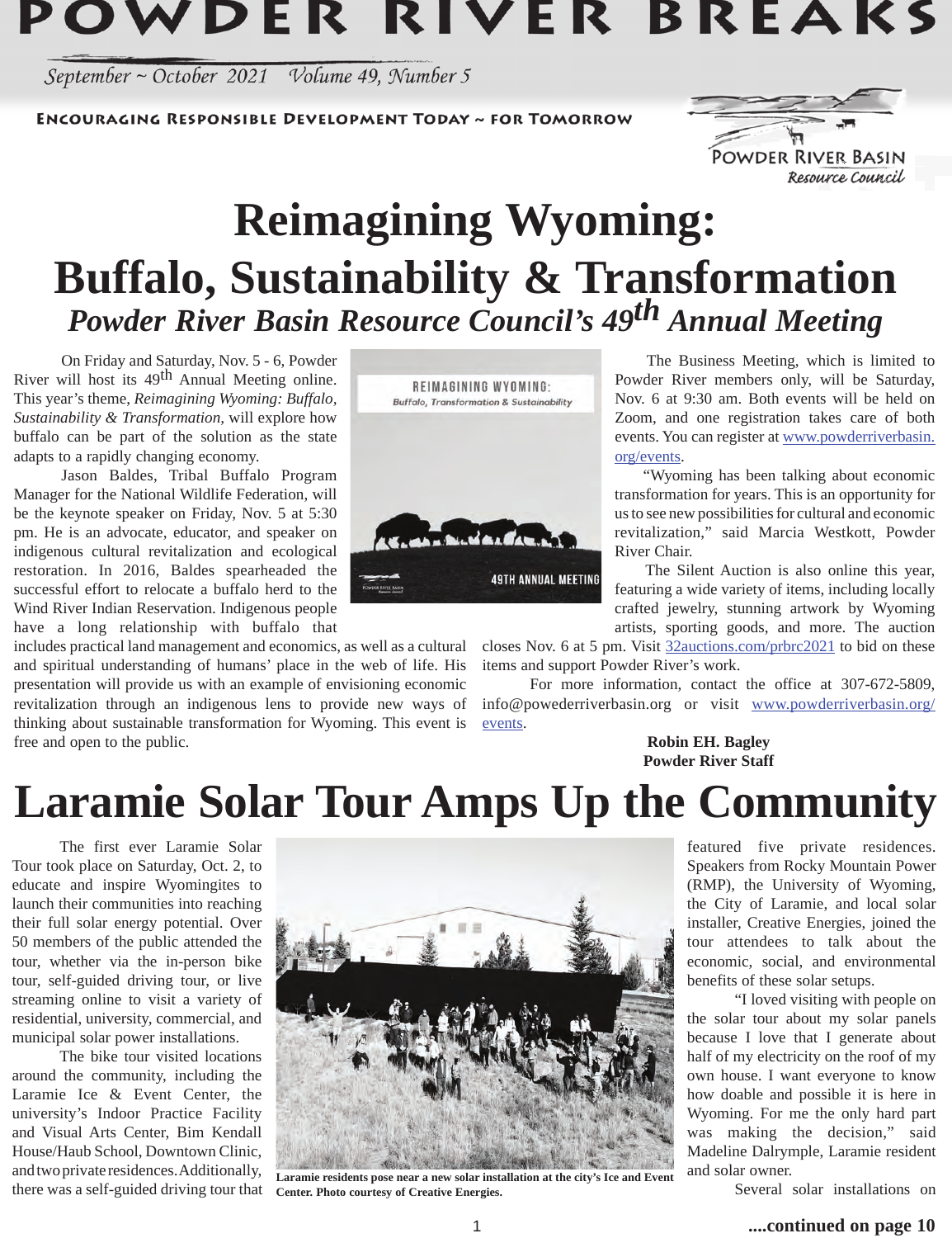# POWDER RIVER BREAKS

*September ~ October 2021 Volume 49, Number 5*

**ENCOURAGING RESPONSIBLE DEVELOPMENT TODAY ~ FOR TOMORROW**

Powder River Basin Resource Council

# Reimagining Wyoming: Buffalo, Sustainability & Transformation

## *Powder River Basin Resource Council's 49th Annual Meeting*

On Friday and Saturday, Nov. 5 - 6, Powder River will host its 49th Annual Meeting online. This year's theme, *Reimagining Wyoming: Buffalo, Sustainability & Transformation*, will explore how buffalo can be part of the solution as the state adapts to a rapidly changing economy.

Jason Baldes, Tribal Buffalo Program Manager for the National Wildlife Federation, will be the keynote speaker on Friday, Nov. 5 at 5:30 pm. He is an advocate, educator, and speaker on indigenous cultural revitalization and ecological restoration. In 2016, Baldes spearheaded the successful effort to relocate a buffalo herd to the Wind River Indian Reservation. Indigenous people have a long relationship with buffalo that includes practical land management and economics, as well as a cultural and spiritual understanding of humans' place in the web of life. His presentation will provide us with an example of envisioning economic revitalization through an indigenous lens to provide new ways of thinking about sustainable transformation for Wyoming. This event is free and open to the public.

The Business Meeting, which is limited to Powder River members only, will be Saturday, Nov. 6 at 9:30 am. Both events will be held on Zoom, and one registration takes care of both events. You can register at www.powderriverbasin.org/events.

"Wyoming has been talking about economic transformation for years. This is an opportunity for us to see new possibilities for cultural and economic revitalization," said Marcia Westkott, Powder River Chair.

The Silent Auction is also online this year, featuring a wide variety of items, including locally crafted jewelry, stunning artwork by Wyoming artists, sporting goods, and more. The auction closes Nov. 6 at 5 pm. Visit 32auctions.com/prbrc2021 to bid on these items and support Powder River's work.

For more information, contact the office at 307-672-5809, info@powederriverbasin.org or visit www.powderriverbasin.org/events.

**Robin EH. Bagley**
**Powder River Staff**

# Laramie Solar Tour Amps Up the Community

The first ever Laramie Solar Tour took place on Saturday, Oct. 2, to educate and inspire Wyomingites to launch their communities into reaching their full solar energy potential. Over 50 members of the public attended the tour, whether via the in-person bike tour, self-guided driving tour, or live streaming online to visit a variety of residential, university, commercial, and municipal solar power installations.

The bike tour visited locations around the community, including the Laramie Ice & Event Center, the university's Indoor Practice Facility and Visual Arts Center, Bim Kendall House/Haub School, Downtown Clinic, and two private residences. Additionally, there was a self-guided driving tour that featured five private residences. Speakers from Rocky Mountain Power (RMP), the University of Wyoming, the City of Laramie, and local solar installer, Creative Energies, joined the tour attendees to talk about the economic, social, and environmental benefits of these solar setups.

**Laramie residents pose near a new solar installation at the city's Ice and Event Center. Photo courtesy of Creative Energies.**

"I loved visiting with people on the solar tour about my solar panels because I love that I generate about half of my electricity on the roof of my own house. I want everyone to know how doable and possible it is here in Wyoming. For me the only hard part was making the decision," said Madeline Dalrymple, Laramie resident and solar owner.

Several solar installations on

**....continued on page 10**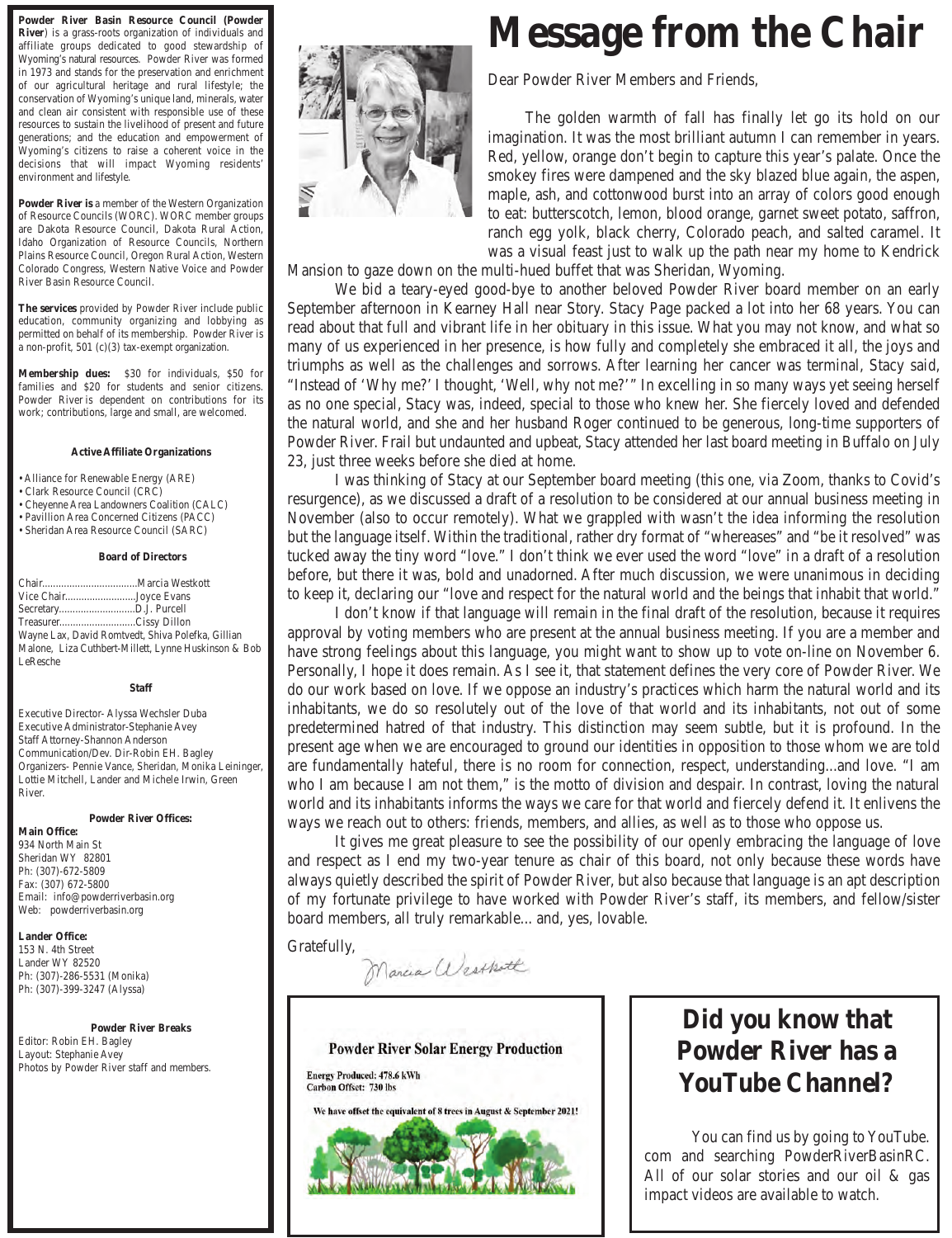**Powder River Basin Resource Council (Powder River**) is a grass-roots organization of individuals and affiliate groups dedicated to good stewardship of Wyoming's natural resources. Powder River was formed in 1973 and stands for the preservation and enrichment of our agricultural heritage and rural lifestyle; the conservation of Wyoming's unique land, minerals, water and clean air consistent with responsible use of these resources to sustain the livelihood of present and future generations; and the education and empowerment of Wyoming's citizens to raise a coherent voice in the decisions that will impact Wyoming residents' environment and lifestyle.

**Powder River is** a member of the Western Organization of Resource Councils (WORC). WORC member groups are Dakota Resource Council, Dakota Rural Action, Idaho Organization of Resource Councils, Northern Plains Resource Council, Oregon Rural Action, Western Colorado Congress, Western Native Voice and Powder River Basin Resource Council.

**The services** provided by Powder River include public education, community organizing and lobbying as permitted on behalf of its membership. Powder River is a non-profit, 501 (c)(3) tax-exempt organization.

**Membership dues:** $30 for individuals, $50 for families and $20 for students and senior citizens. Powder River is dependent on contributions for its work; contributions, large and small, are welcomed.

#### Active Affiliate Organizations

- Alliance for Renewable Energy (ARE)
- Clark Resource Council (CRC)
- Cheyenne Area Landowners Coalition (CALC)
- Pavillion Area Concerned Citizens (PACC)
- Sheridan Area Resource Council (SARC)

#### Board of Directors

Chair....................................Marcia Westkott
Vice Chair..........................Joyce Evans
Secretary............................D.J. Purcell
Treasurer............................Cissy Dillon
Wayne Lax, David Romtvedt, Shiva Polefka, Gillian Malone, Liza Cuthbert-Millett, Lynne Huskinson & Bob LeResche

#### Staff

Executive Director- Alyssa Wechsler Duba
Executive Administrator-Stephanie Avey
Staff Attorney-Shannon Anderson
Communication/Dev. Dir-Robin EH. Bagley
Organizers- Pennie Vance, Sheridan, Monika Leininger, Lottie Mitchell, Lander and Michele Irwin, Green River.

#### Powder River Offices:

**Main Office:**
934 North Main St
Sheridan WY 82801
Ph: (307)-672-5809
Fax: (307) 672-5800
Email: info@powderriverbasin.org
Web: powderriverbasin.org

**Lander Office:**
153 N. 4th Street
Lander WY 82520
Ph: (307)-286-5531 (Monika)
Ph: (307)-399-3247 (Alyssa)

#### Powder River Breaks

Editor: Robin EH. Bagley
Layout: Stephanie Avey
Photos by Powder River staff and members.

# Message from the Chair

Dear Powder River Members and Friends,

The golden warmth of fall has finally let go its hold on our imagination. It was the most brilliant autumn I can remember in years. Red, yellow, orange don't begin to capture this year's palate. Once the smokey fires were dampened and the sky blazed blue again, the aspen, maple, ash, and cottonwood burst into an array of colors good enough to eat: butterscotch, lemon, blood orange, garnet sweet potato, saffron, ranch egg yolk, black cherry, Colorado peach, and salted caramel. It was a visual feast just to walk up the path near my home to Kendrick Mansion to gaze down on the multi-hued buffet that was Sheridan, Wyoming.

We bid a teary-eyed good-bye to another beloved Powder River board member on an early September afternoon in Kearney Hall near Story. Stacy Page packed a lot into her 68 years. You can read about that full and vibrant life in her obituary in this issue. What you may not know, and what so many of us experienced in her presence, is how fully and completely she embraced it all, the joys and triumphs as well as the challenges and sorrows. After learning her cancer was terminal, Stacy said, "Instead of 'Why me?' I thought, 'Well, why not me?'" In excelling in so many ways yet seeing herself as no one special, Stacy was, indeed, special to those who knew her. She fiercely loved and defended the natural world, and she and her husband Roger continued to be generous, long-time supporters of Powder River. Frail but undaunted and upbeat, Stacy attended her last board meeting in Buffalo on July 23, just three weeks before she died at home.

I was thinking of Stacy at our September board meeting (this one, via Zoom, thanks to Covid's resurgence), as we discussed a draft of a resolution to be considered at our annual business meeting in November (also to occur remotely). What we grappled with wasn't the idea informing the resolution but the language itself. Within the traditional, rather dry format of "whereases" and "be it resolved" was tucked away the tiny word "love." I don't think we ever used the word "love" in a draft of a resolution before, but there it was, bold and unadorned. After much discussion, we were unanimous in deciding to keep it, declaring our "love and respect for the natural world and the beings that inhabit that world."

I don't know if that language will remain in the final draft of the resolution, because it requires approval by voting members who are present at the annual business meeting. If you are a member and have strong feelings about this language, you might want to show up to vote on-line on November 6. Personally, I hope it does remain. As I see it, that statement defines the very core of Powder River. We do our work based on love. If we oppose an industry's practices which harm the natural world and its inhabitants, we do so resolutely out of the love of that world and its inhabitants, not out of some predetermined hatred of that industry. This distinction may seem subtle, but it is profound. In the present age when we are encouraged to ground our identities in opposition to those whom we are told are fundamentally hateful, there is no room for connection, respect, understanding...and love. "I am who I am because I am not them," is the motto of division and despair. In contrast, loving the natural world and its inhabitants informs the ways we care for that world and fiercely defend it. It enlivens the ways we reach out to others: friends, members, and allies, as well as to those who oppose us.

It gives me great pleasure to see the possibility of our openly embracing the language of love and respect as I end my two-year tenure as chair of this board, not only because these words have always quietly described the spirit of Powder River, but also because that language is an apt description of my fortunate privilege to have worked with Powder River's staff, its members, and fellow/sister board members, all truly remarkable... and, yes, lovable.

Gratefully,

Marcia Westkott

**Powder River Solar Energy Production**

Energy Produced: 478.6 kWh
Carbon Offset: 730 lbs

We have offset the equivalent of 8 trees in August & September 2021!

## Did you know that Powder River has a YouTube Channel?

You can find us by going to YouTube.com and searching PowderRiverBasinRC. All of our solar stories and our oil & gas impact videos are available to watch.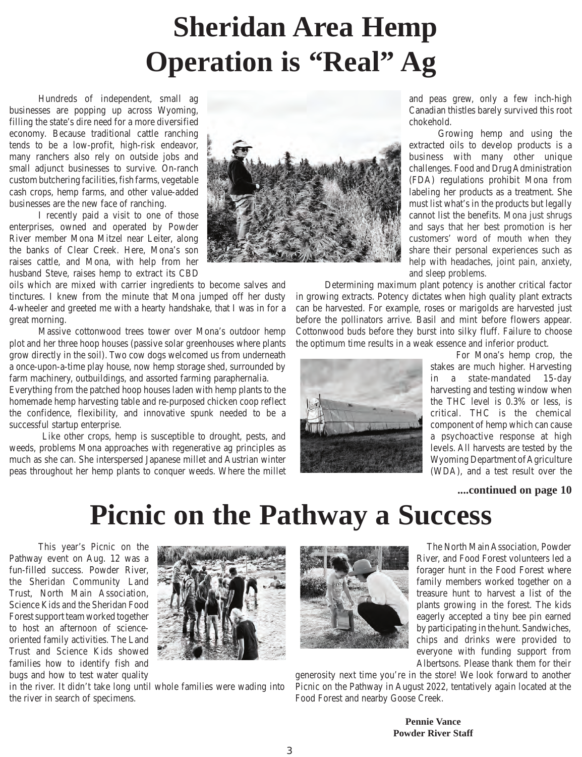# Sheridan Area Hemp Operation is "Real" Ag

Hundreds of independent, small ag businesses are popping up across Wyoming, filling the state's dire need for a more diversified economy. Because traditional cattle ranching tends to be a low-profit, high-risk endeavor, many ranchers also rely on outside jobs and small adjunct businesses to survive. On-ranch custom butchering facilities, fish farms, vegetable cash crops, hemp farms, and other value-added businesses are the new face of ranching.

I recently paid a visit to one of those enterprises, owned and operated by Powder River member Mona Mitzel near Leiter, along the banks of Clear Creek. Here, Mona's son raises cattle, and Mona, with help from her husband Steve, raises hemp to extract its CBD oils which are mixed with carrier ingredients to become salves and tinctures. I knew from the minute that Mona jumped off her dusty 4-wheeler and greeted me with a hearty handshake, that I was in for a great morning.

Massive cottonwood trees tower over Mona's outdoor hemp plot and her three hoop houses (passive solar greenhouses where plants grow directly in the soil). Two cow dogs welcomed us from underneath a once-upon-a-time play house, now hemp storage shed, surrounded by farm machinery, outbuildings, and assorted farming paraphernalia.

Everything from the patched hoop houses laden with hemp plants to the homemade hemp harvesting table and re-purposed chicken coop reflect the confidence, flexibility, and innovative spunk needed to be a successful startup enterprise.

Like other crops, hemp is susceptible to drought, pests, and weeds, problems Mona approaches with regenerative ag principles as much as she can. She interspersed Japanese millet and Austrian winter peas throughout her hemp plants to conquer weeds. Where the millet and peas grew, only a few inch-high Canadian thistles barely survived this root chokehold.

Growing hemp and using the extracted oils to develop products is a business with many other unique challenges. Food and Drug Administration (FDA) regulations prohibit Mona from labeling her products as a treatment. She must list what's in the products but legally cannot list the benefits. Mona just shrugs and says that her best promotion is her customers' word of mouth when they share their personal experiences such as help with headaches, joint pain, anxiety, and sleep problems.

Determining maximum plant potency is another critical factor in growing extracts. Potency dictates when high quality plant extracts can be harvested. For example, roses or marigolds are harvested just before the pollinators arrive. Basil and mint before flowers appear. Cottonwood buds before they burst into silky fluff. Failure to choose the optimum time results in a weak essence and inferior product.

For Mona's hemp crop, the stakes are much higher. Harvesting in a state-mandated 15-day harvesting and testing window when the THC level is 0.3% or less, is critical. THC is the chemical component of hemp which can cause a psychoactive response at high levels. All harvests are tested by the Wyoming Department of Agriculture (WDA), and a test result over the

**....continued on page 10**

# Picnic on the Pathway a Success

This year's Picnic on the Pathway event on Aug. 12 was a fun-filled success. Powder River, the Sheridan Community Land Trust, North Main Association, Science Kids and the Sheridan Food Forest support team worked together to host an afternoon of science-oriented family activities. The Land Trust and Science Kids showed families how to identify fish and bugs and how to test water quality in the river. It didn't take long until whole families were wading into the river in search of specimens.

The North Main Association, Powder River, and Food Forest volunteers led a forager hunt in the Food Forest where family members worked together on a treasure hunt to harvest a list of the plants growing in the forest. The kids eagerly accepted a tiny bee pin earned by participating in the hunt. Sandwiches, chips and drinks were provided to everyone with funding support from Albertsons. Please thank them for their generosity next time you're in the store! We look forward to another Picnic on the Pathway in August 2022, tentatively again located at the Food Forest and nearby Goose Creek.

**Pennie Vance**
**Powder River Staff**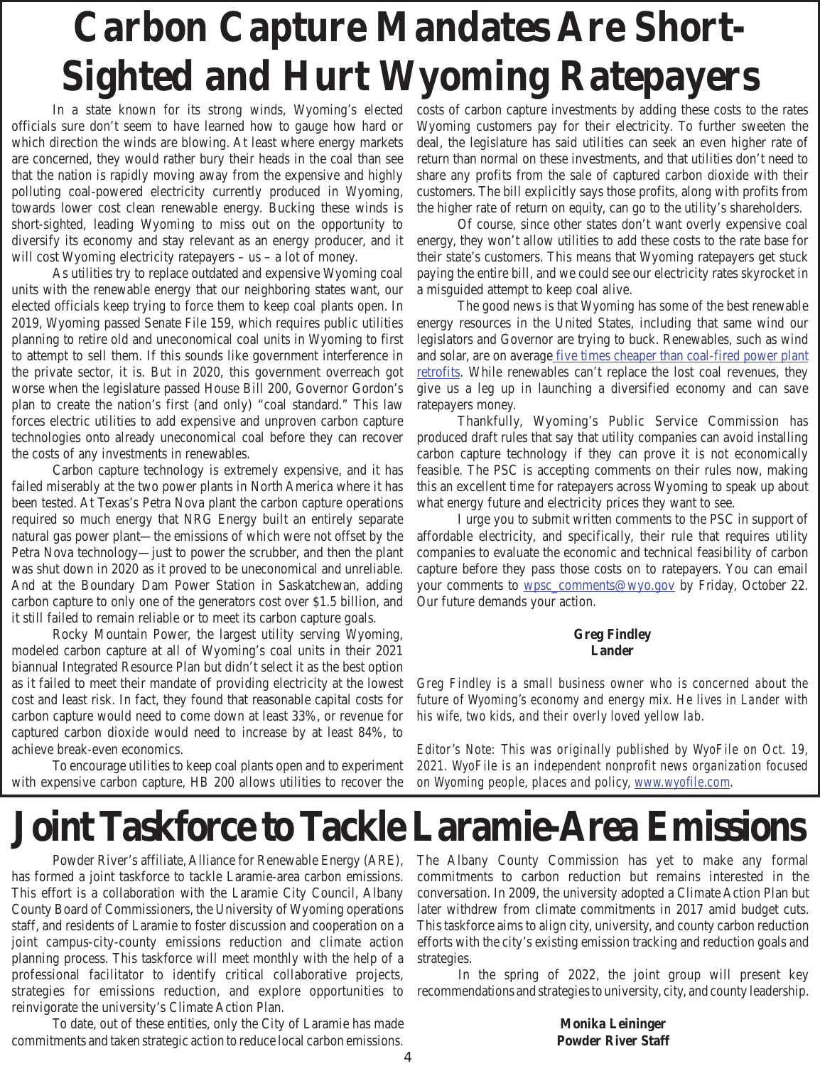# Carbon Capture Mandates Are Short-Sighted and Hurt Wyoming Ratepayers

In a state known for its strong winds, Wyoming's elected officials sure don't seem to have learned how to gauge how hard or which direction the winds are blowing. At least where energy markets are concerned, they would rather bury their heads in the coal than see that the nation is rapidly moving away from the expensive and highly polluting coal-powered electricity currently produced in Wyoming, towards lower cost clean renewable energy. Bucking these winds is short-sighted, leading Wyoming to miss out on the opportunity to diversify its economy and stay relevant as an energy producer, and it will cost Wyoming electricity ratepayers – us – a lot of money.

As utilities try to replace outdated and expensive Wyoming coal units with the renewable energy that our neighboring states want, our elected officials keep trying to force them to keep coal plants open. In 2019, Wyoming passed Senate File 159, which requires public utilities planning to retire old and uneconomical coal units in Wyoming to first to attempt to sell them. If this sounds like government interference in the private sector, it is. But in 2020, this government overreach got worse when the legislature passed House Bill 200, Governor Gordon's plan to create the nation's first (and only) "coal standard." This law forces electric utilities to add expensive and unproven carbon capture technologies onto already uneconomical coal before they can recover the costs of any investments in renewables.

Carbon capture technology is extremely expensive, and it has failed miserably at the two power plants in North America where it has been tested. At Texas's Petra Nova plant the carbon capture operations required so much energy that NRG Energy built an entirely separate natural gas power plant—the emissions of which were not offset by the Petra Nova technology—just to power the scrubber, and then the plant was shut down in 2020 as it proved to be uneconomical and unreliable. And at the Boundary Dam Power Station in Saskatchewan, adding carbon capture to only one of the generators cost over $1.5 billion, and it still failed to remain reliable or to meet its carbon capture goals.

Rocky Mountain Power, the largest utility serving Wyoming, modeled carbon capture at all of Wyoming's coal units in their 2021 biannual Integrated Resource Plan but didn't select it as the best option as it failed to meet their mandate of providing electricity at the lowest cost and least risk. In fact, they found that reasonable capital costs for carbon capture would need to come down at least 33%, or revenue for captured carbon dioxide would need to increase by at least 84%, to achieve break-even economics.

To encourage utilities to keep coal plants open and to experiment with expensive carbon capture, HB 200 allows utilities to recover the costs of carbon capture investments by adding these costs to the rates Wyoming customers pay for their electricity. To further sweeten the deal, the legislature has said utilities can seek an even higher rate of return than normal on these investments, and that utilities don't need to share any profits from the sale of captured carbon dioxide with their customers. The bill explicitly says those profits, along with profits from the higher rate of return on equity, can go to the utility's shareholders.

Of course, since other states don't want overly expensive coal energy, they won't allow utilities to add these costs to the rate base for their state's customers. This means that Wyoming ratepayers get stuck paying the entire bill, and we could see our electricity rates skyrocket in a misguided attempt to keep coal alive.

The good news is that Wyoming has some of the best renewable energy resources in the United States, including that same wind our legislators and Governor are trying to buck. Renewables, such as wind and solar, are on average five times cheaper than coal-fired power plant retrofits. While renewables can't replace the lost coal revenues, they give us a leg up in launching a diversified economy and can save ratepayers money.

Thankfully, Wyoming's Public Service Commission has produced draft rules that say that utility companies can avoid installing carbon capture technology if they can prove it is not economically feasible. The PSC is accepting comments on their rules now, making this an excellent time for ratepayers across Wyoming to speak up about what energy future and electricity prices they want to see.

I urge you to submit written comments to the PSC in support of affordable electricity, and specifically, their rule that requires utility companies to evaluate the economic and technical feasibility of carbon capture before they pass those costs on to ratepayers. You can email your comments to wpsc_comments@wyo.gov by Friday, October 22. Our future demands your action.

**Greg Findley**
**Lander**

*Greg Findley is a small business owner who is concerned about the future of Wyoming's economy and energy mix. He lives in Lander with his wife, two kids, and their overly loved yellow lab.*

*Editor's Note: This was originally published by WyoFile on Oct. 19, 2021. WyoFile is an independent nonprofit news organization focused on Wyoming people, places and policy, www.wyofile.com.*

# Joint Taskforce to Tackle Laramie-Area Emissions

Powder River's affiliate, Alliance for Renewable Energy (ARE), has formed a joint taskforce to tackle Laramie-area carbon emissions. This effort is a collaboration with the Laramie City Council, Albany County Board of Commissioners, the University of Wyoming operations staff, and residents of Laramie to foster discussion and cooperation on a joint campus-city-county emissions reduction and climate action planning process. This taskforce will meet monthly with the help of a professional facilitator to identify critical collaborative projects, strategies for emissions reduction, and explore opportunities to reinvigorate the university's Climate Action Plan.

To date, out of these entities, only the City of Laramie has made commitments and taken strategic action to reduce local carbon emissions. The Albany County Commission has yet to make any formal commitments to carbon reduction but remains interested in the conversation. In 2009, the university adopted a Climate Action Plan but later withdrew from climate commitments in 2017 amid budget cuts. This taskforce aims to align city, university, and county carbon reduction efforts with the city's existing emission tracking and reduction goals and strategies.

In the spring of 2022, the joint group will present key recommendations and strategies to university, city, and county leadership.

**Monika Leininger**
**Powder River Staff**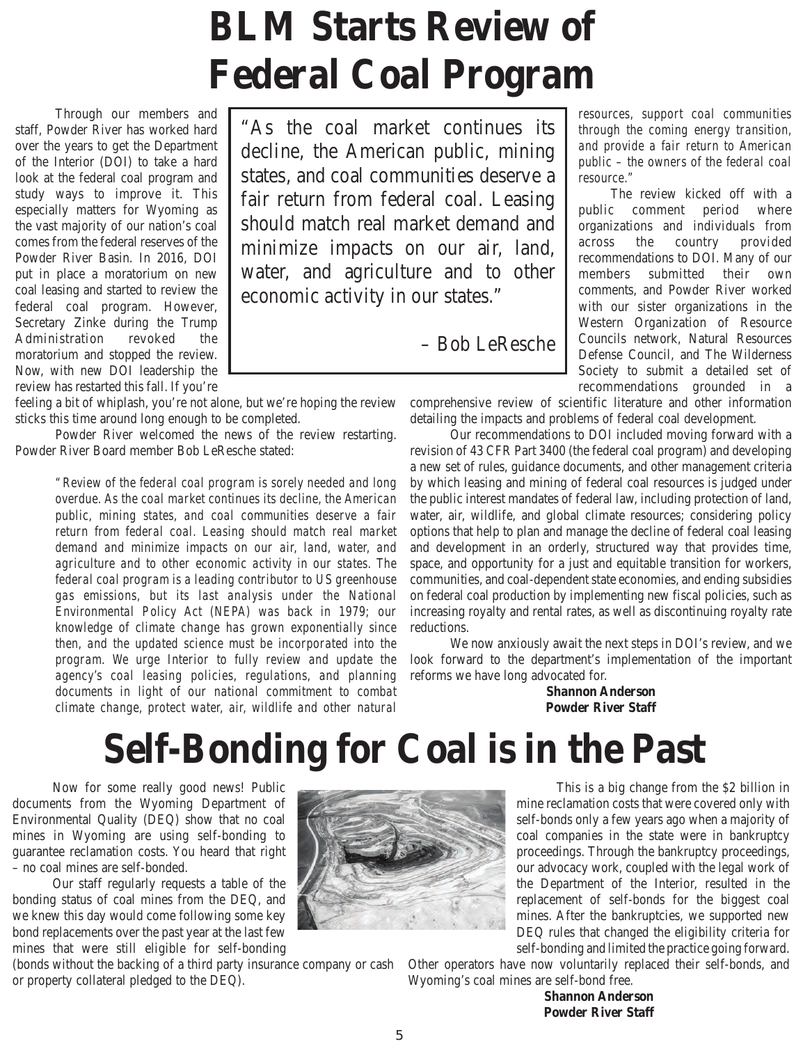# BLM Starts Review of Federal Coal Program

Through our members and staff, Powder River has worked hard over the years to get the Department of the Interior (DOI) to take a hard look at the federal coal program and study ways to improve it. This especially matters for Wyoming as the vast majority of our nation's coal comes from the federal reserves of the Powder River Basin. In 2016, DOI put in place a moratorium on new coal leasing and started to review the federal coal program. However, Secretary Zinke during the Trump Administration revoked the moratorium and stopped the review. Now, with new DOI leadership the review has restarted this fall. If you're feeling a bit of whiplash, you're not alone, but we're hoping the review sticks this time around long enough to be completed.

> "As the coal market continues its decline, the American public, mining states, and coal communities deserve a fair return from federal coal. Leasing should match real market demand and minimize impacts on our air, land, water, and agriculture and to other economic activity in our states."
>
> – Bob LeResche

Powder River welcomed the news of the review restarting. Powder River Board member Bob LeResche stated:

> *"Review of the federal coal program is sorely needed and long overdue. As the coal market continues its decline, the American public, mining states, and coal communities deserve a fair return from federal coal. Leasing should match real market demand and minimize impacts on our air, land, water, and agriculture and to other economic activity in our states. The federal coal program is a leading contributor to US greenhouse gas emissions, but its last analysis under the National Environmental Policy Act (NEPA) was back in 1979; our knowledge of climate change has grown exponentially since then, and the updated science must be incorporated into the program. We urge Interior to fully review and update the agency's coal leasing policies, regulations, and planning documents in light of our national commitment to combat climate change, protect water, air, wildlife and other natural resources, support coal communities through the coming energy transition, and provide a fair return to American public – the owners of the federal coal resource."*

The review kicked off with a public comment period where organizations and individuals from across the country provided recommendations to DOI. Many of our members submitted their own comments, and Powder River worked with our sister organizations in the Western Organization of Resource Councils network, Natural Resources Defense Council, and The Wilderness Society to submit a detailed set of recommendations grounded in a comprehensive review of scientific literature and other information detailing the impacts and problems of federal coal development.

Our recommendations to DOI included moving forward with a revision of 43 CFR Part 3400 (the federal coal program) and developing a new set of rules, guidance documents, and other management criteria by which leasing and mining of federal coal resources is judged under the public interest mandates of federal law, including protection of land, water, air, wildlife, and global climate resources; considering policy options that help to plan and manage the decline of federal coal leasing and development in an orderly, structured way that provides time, space, and opportunity for a just and equitable transition for workers, communities, and coal-dependent state economies, and ending subsidies on federal coal production by implementing new fiscal policies, such as increasing royalty and rental rates, as well as discontinuing royalty rate reductions.

We now anxiously await the next steps in DOI's review, and we look forward to the department's implementation of the important reforms we have long advocated for.

**Shannon Anderson**
**Powder River Staff**

# Self-Bonding for Coal is in the Past

Now for some really good news! Public documents from the Wyoming Department of Environmental Quality (DEQ) show that no coal mines in Wyoming are using self-bonding to guarantee reclamation costs. You heard that right – no coal mines are self-bonded.

Our staff regularly requests a table of the bonding status of coal mines from the DEQ, and we knew this day would come following some key bond replacements over the past year at the last few mines that were still eligible for self-bonding (bonds without the backing of a third party insurance company or cash or property collateral pledged to the DEQ).

This is a big change from the $2 billion in mine reclamation costs that were covered only with self-bonds only a few years ago when a majority of coal companies in the state were in bankruptcy proceedings. Through the bankruptcy proceedings, our advocacy work, coupled with the legal work of the Department of the Interior, resulted in the replacement of self-bonds for the biggest coal mines. After the bankruptcies, we supported new DEQ rules that changed the eligibility criteria for self-bonding and limited the practice going forward. Other operators have now voluntarily replaced their self-bonds, and Wyoming's coal mines are self-bond free.

**Shannon Anderson**
**Powder River Staff**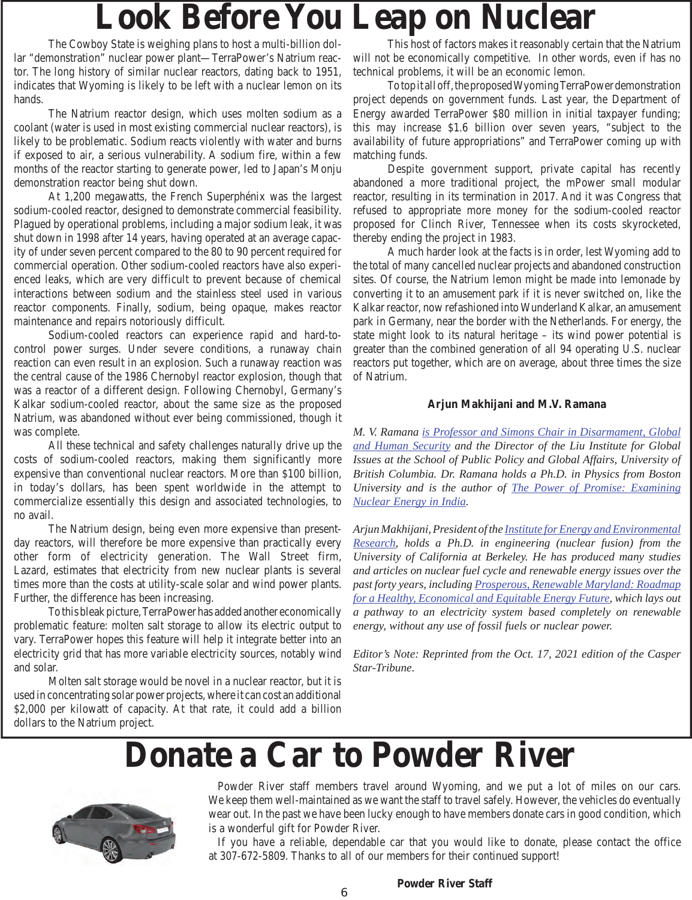# Look Before You Leap on Nuclear

The Cowboy State is weighing plans to host a multi-billion dollar "demonstration" nuclear power plant—TerraPower's Natrium reactor. The long history of similar nuclear reactors, dating back to 1951, indicates that Wyoming is likely to be left with a nuclear lemon on its hands.

The Natrium reactor design, which uses molten sodium as a coolant (water is used in most existing commercial nuclear reactors), is likely to be problematic. Sodium reacts violently with water and burns if exposed to air, a serious vulnerability. A sodium fire, within a few months of the reactor starting to generate power, led to Japan's Monju demonstration reactor being shut down.

At 1,200 megawatts, the French Superphénix was the largest sodium-cooled reactor, designed to demonstrate commercial feasibility. Plagued by operational problems, including a major sodium leak, it was shut down in 1998 after 14 years, having operated at an average capacity of under seven percent compared to the 80 to 90 percent required for commercial operation. Other sodium-cooled reactors have also experienced leaks, which are very difficult to prevent because of chemical interactions between sodium and the stainless steel used in various reactor components. Finally, sodium, being opaque, makes reactor maintenance and repairs notoriously difficult.

Sodium-cooled reactors can experience rapid and hard-to-control power surges. Under severe conditions, a runaway chain reaction can even result in an explosion. Such a runaway reaction was the central cause of the 1986 Chernobyl reactor explosion, though that was a reactor of a different design. Following Chernobyl, Germany's Kalkar sodium-cooled reactor, about the same size as the proposed Natrium, was abandoned without ever being commissioned, though it was complete.

All these technical and safety challenges naturally drive up the costs of sodium-cooled reactors, making them significantly more expensive than conventional nuclear reactors. More than $100 billion, in today's dollars, has been spent worldwide in the attempt to commercialize essentially this design and associated technologies, to no avail.

The Natrium design, being even more expensive than present-day reactors, will therefore be more expensive than practically every other form of electricity generation. The Wall Street firm, Lazard, estimates that electricity from new nuclear plants is several times more than the costs at utility-scale solar and wind power plants. Further, the difference has been increasing.

To this bleak picture, TerraPower has added another economically problematic feature: molten salt storage to allow its electric output to vary. TerraPower hopes this feature will help it integrate better into an electricity grid that has more variable electricity sources, notably wind and solar.

Molten salt storage would be novel in a nuclear reactor, but it is used in concentrating solar power projects, where it can cost an additional $2,000 per kilowatt of capacity. At that rate, it could add a billion dollars to the Natrium project.

This host of factors makes it reasonably certain that the Natrium will not be economically competitive. In other words, even if has no technical problems, it will be an economic lemon.

To top it all off, the proposed Wyoming TerraPower demonstration project depends on government funds. Last year, the Department of Energy awarded TerraPower $80 million in initial taxpayer funding; this may increase $1.6 billion over seven years, "subject to the availability of future appropriations" and TerraPower coming up with matching funds.

Despite government support, private capital has recently abandoned a more traditional project, the mPower small modular reactor, resulting in its termination in 2017. And it was Congress that refused to appropriate more money for the sodium-cooled reactor proposed for Clinch River, Tennessee when its costs skyrocketed, thereby ending the project in 1983.

A much harder look at the facts is in order, lest Wyoming add to the total of many cancelled nuclear projects and abandoned construction sites. Of course, the Natrium lemon might be made into lemonade by converting it to an amusement park if it is never switched on, like the Kalkar reactor, now refashioned into Wunderland Kalkar, an amusement park in Germany, near the border with the Netherlands. For energy, the state might look to its natural heritage – its wind power potential is greater than the combined generation of all 94 operating U.S. nuclear reactors put together, which are on average, about three times the size of Natrium.

**Arjun Makhijani and M.V. Ramana**

*M. V. Ramana is Professor and Simons Chair in Disarmament, Global and Human Security and the Director of the Liu Institute for Global Issues at the School of Public Policy and Global Affairs, University of British Columbia. Dr. Ramana holds a Ph.D. in Physics from Boston University and is the author of The Power of Promise: Examining Nuclear Energy in India.*

*Arjun Makhijani, President of the Institute for Energy and Environmental Research, holds a Ph.D. in engineering (nuclear fusion) from the University of California at Berkeley. He has produced many studies and articles on nuclear fuel cycle and renewable energy issues over the past forty years, including Prosperous, Renewable Maryland: Roadmap for a Healthy, Economical and Equitable Energy Future, which lays out a pathway to an electricity system based completely on renewable energy, without any use of fossil fuels or nuclear power.*

*Editor's Note: Reprinted from the Oct. 17, 2021 edition of the Casper Star-Tribune.*

# Donate a Car to Powder River

Powder River staff members travel around Wyoming, and we put a lot of miles on our cars. We keep them well-maintained as we want the staff to travel safely. However, the vehicles do eventually wear out. In the past we have been lucky enough to have members donate cars in good condition, which is a wonderful gift for Powder River.

If you have a reliable, dependable car that you would like to donate, please contact the office at 307-672-5809. Thanks to all of our members for their continued support!

**Powder River Staff**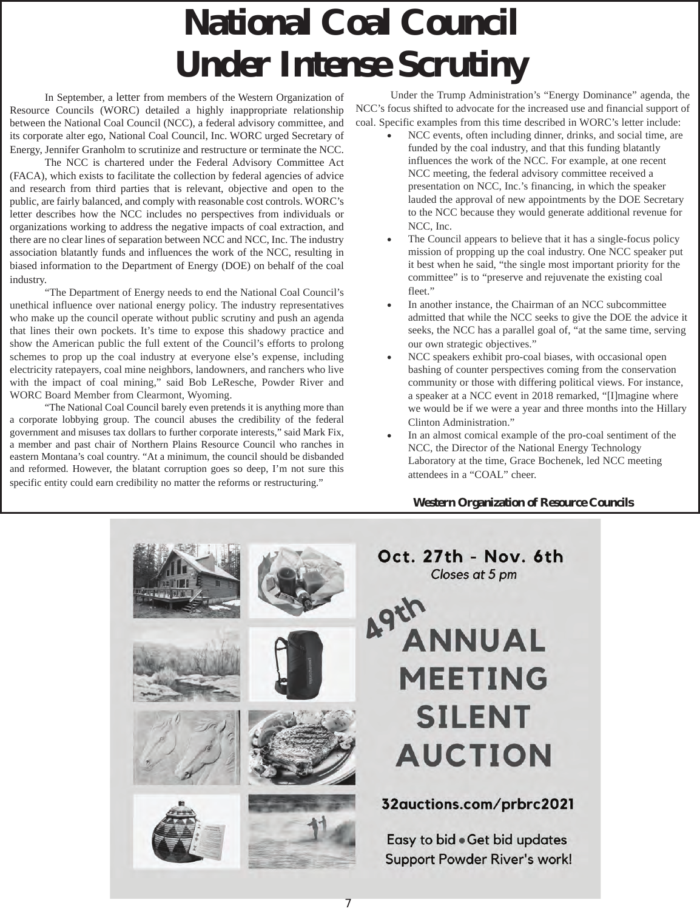# National Coal Council Under Intense Scrutiny

In September, a letter from members of the Western Organization of Resource Councils (WORC) detailed a highly inappropriate relationship between the National Coal Council (NCC), a federal advisory committee, and its corporate alter ego, National Coal Council, Inc. WORC urged Secretary of Energy, Jennifer Granholm to scrutinize and restructure or terminate the NCC.

The NCC is chartered under the Federal Advisory Committee Act (FACA), which exists to facilitate the collection by federal agencies of advice and research from third parties that is relevant, objective and open to the public, are fairly balanced, and comply with reasonable cost controls. WORC's letter describes how the NCC includes no perspectives from individuals or organizations working to address the negative impacts of coal extraction, and there are no clear lines of separation between NCC and NCC, Inc. The industry association blatantly funds and influences the work of the NCC, resulting in biased information to the Department of Energy (DOE) on behalf of the coal industry.

"The Department of Energy needs to end the National Coal Council's unethical influence over national energy policy. The industry representatives who make up the council operate without public scrutiny and push an agenda that lines their own pockets. It's time to expose this shadowy practice and show the American public the full extent of the Council's efforts to prolong schemes to prop up the coal industry at everyone else's expense, including electricity ratepayers, coal mine neighbors, landowners, and ranchers who live with the impact of coal mining," said Bob LeResche, Powder River and WORC Board Member from Clearmont, Wyoming.

"The National Coal Council barely even pretends it is anything more than a corporate lobbying group. The council abuses the credibility of the federal government and misuses tax dollars to further corporate interests," said Mark Fix, a member and past chair of Northern Plains Resource Council who ranches in eastern Montana's coal country. "At a minimum, the council should be disbanded and reformed. However, the blatant corruption goes so deep, I'm not sure this specific entity could earn credibility no matter the reforms or restructuring."

Under the Trump Administration's "Energy Dominance" agenda, the NCC's focus shifted to advocate for the increased use and financial support of coal. Specific examples from this time described in WORC's letter include:

- NCC events, often including dinner, drinks, and social time, are funded by the coal industry, and that this funding blatantly influences the work of the NCC. For example, at one recent NCC meeting, the federal advisory committee received a presentation on NCC, Inc.'s financing, in which the speaker lauded the approval of new appointments by the DOE Secretary to the NCC because they would generate additional revenue for NCC, Inc.
- The Council appears to believe that it has a single-focus policy mission of propping up the coal industry. One NCC speaker put it best when he said, "the single most important priority for the committee" is to "preserve and rejuvenate the existing coal fleet."
- In another instance, the Chairman of an NCC subcommittee admitted that while the NCC seeks to give the DOE the advice it seeks, the NCC has a parallel goal of, "at the same time, serving our own strategic objectives."
- NCC speakers exhibit pro-coal biases, with occasional open bashing of counter perspectives coming from the conservation community or those with differing political views. For instance, a speaker at a NCC event in 2018 remarked, "[I]magine where we would be if we were a year and three months into the Hillary Clinton Administration."
- In an almost comical example of the pro-coal sentiment of the NCC, the Director of the National Energy Technology Laboratory at the time, Grace Bochenek, led NCC meeting attendees in a "COAL" cheer.

**Western Organization of Resource Councils**

Oct. 27th – Nov. 6th
*Closes at 5 pm*

**49th ANNUAL MEETING SILENT AUCTION**

**32auctions.com/prbrc2021**

Easy to bid • Get bid updates
Support Powder River's work!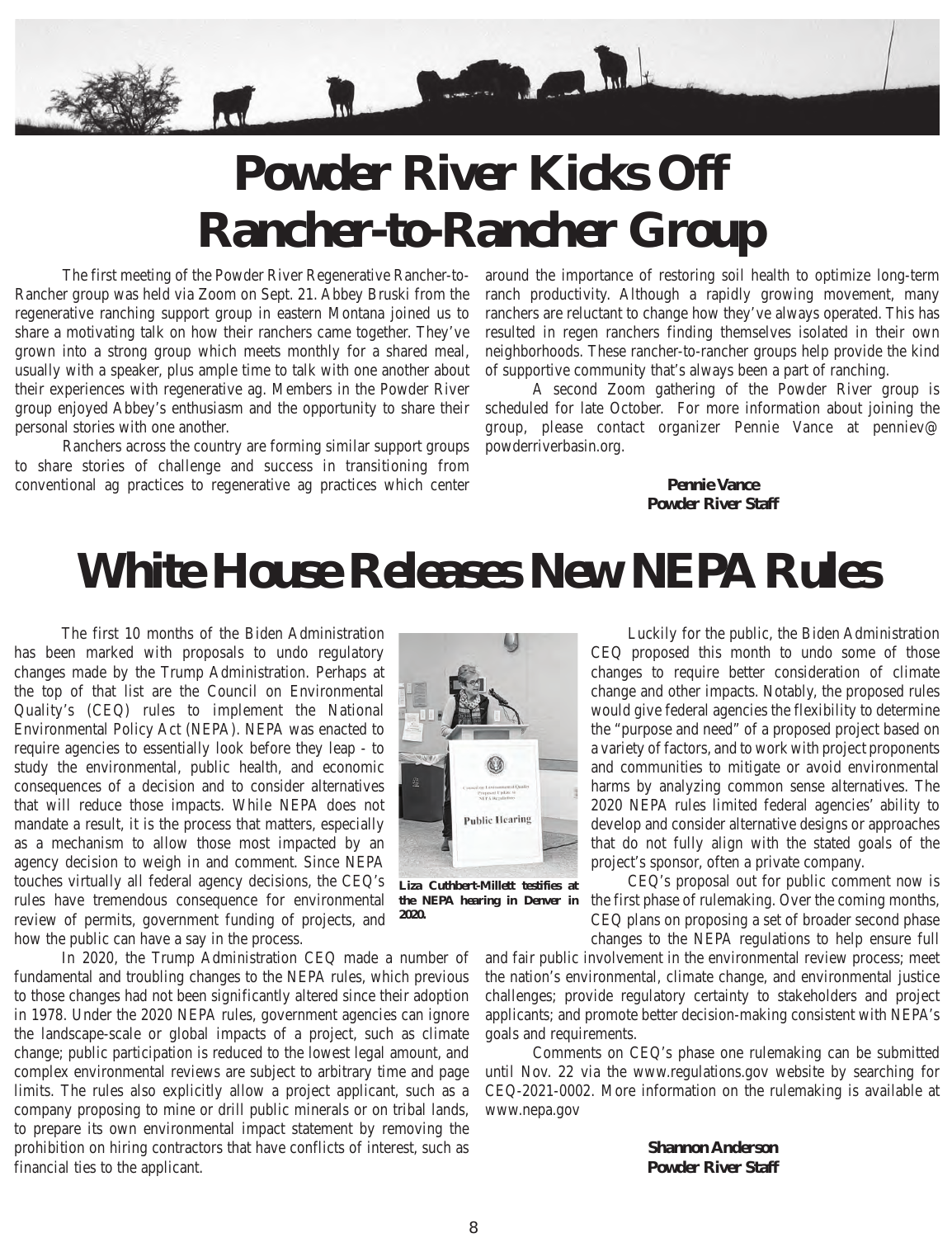# Powder River Kicks Off Rancher-to-Rancher Group

The first meeting of the Powder River Regenerative Rancher-to-Rancher group was held via Zoom on Sept. 21. Abbey Bruski from the regenerative ranching support group in eastern Montana joined us to share a motivating talk on how their ranchers came together. They've grown into a strong group which meets monthly for a shared meal, usually with a speaker, plus ample time to talk with one another about their experiences with regenerative ag. Members in the Powder River group enjoyed Abbey's enthusiasm and the opportunity to share their personal stories with one another.

Ranchers across the country are forming similar support groups to share stories of challenge and success in transitioning from conventional ag practices to regenerative ag practices which center around the importance of restoring soil health to optimize long-term ranch productivity. Although a rapidly growing movement, many ranchers are reluctant to change how they've always operated. This has resulted in regen ranchers finding themselves isolated in their own neighborhoods. These rancher-to-rancher groups help provide the kind of supportive community that's always been a part of ranching.

A second Zoom gathering of the Powder River group is scheduled for late October. For more information about joining the group, please contact organizer Pennie Vance at penniev@powderriverbasin.org.

**Pennie Vance**
**Powder River Staff**

# White House Releases New NEPA Rules

The first 10 months of the Biden Administration has been marked with proposals to undo regulatory changes made by the Trump Administration. Perhaps at the top of that list are the Council on Environmental Quality's (CEQ) rules to implement the National Environmental Policy Act (NEPA). NEPA was enacted to require agencies to essentially look before they leap - to study the environmental, public health, and economic consequences of a decision and to consider alternatives that will reduce those impacts. While NEPA does not mandate a result, it is the process that matters, especially as a mechanism to allow those most impacted by an agency decision to weigh in and comment. Since NEPA touches virtually all federal agency decisions, the CEQ's rules have tremendous consequence for environmental review of permits, government funding of projects, and how the public can have a say in the process.

**Liza Cuthbert-Millett testifies at the NEPA hearing in Denver in 2020.**

In 2020, the Trump Administration CEQ made a number of fundamental and troubling changes to the NEPA rules, which previous to those changes had not been significantly altered since their adoption in 1978. Under the 2020 NEPA rules, government agencies can ignore the landscape-scale or global impacts of a project, such as climate change; public participation is reduced to the lowest legal amount, and complex environmental reviews are subject to arbitrary time and page limits. The rules also explicitly allow a project applicant, such as a company proposing to mine or drill public minerals or on tribal lands, to prepare its own environmental impact statement by removing the prohibition on hiring contractors that have conflicts of interest, such as financial ties to the applicant.

Luckily for the public, the Biden Administration CEQ proposed this month to undo some of those changes to require better consideration of climate change and other impacts. Notably, the proposed rules would give federal agencies the flexibility to determine the "purpose and need" of a proposed project based on a variety of factors, and to work with project proponents and communities to mitigate or avoid environmental harms by analyzing common sense alternatives. The 2020 NEPA rules limited federal agencies' ability to develop and consider alternative designs or approaches that do not fully align with the stated goals of the project's sponsor, often a private company.

CEQ's proposal out for public comment now is the first phase of rulemaking. Over the coming months, CEQ plans on proposing a set of broader second phase changes to the NEPA regulations to help ensure full and fair public involvement in the environmental review process; meet the nation's environmental, climate change, and environmental justice challenges; provide regulatory certainty to stakeholders and project applicants; and promote better decision-making consistent with NEPA's goals and requirements.

Comments on CEQ's phase one rulemaking can be submitted until Nov. 22 via the www.regulations.gov website by searching for CEQ-2021-0002. More information on the rulemaking is available at www.nepa.gov

**Shannon Anderson**
**Powder River Staff**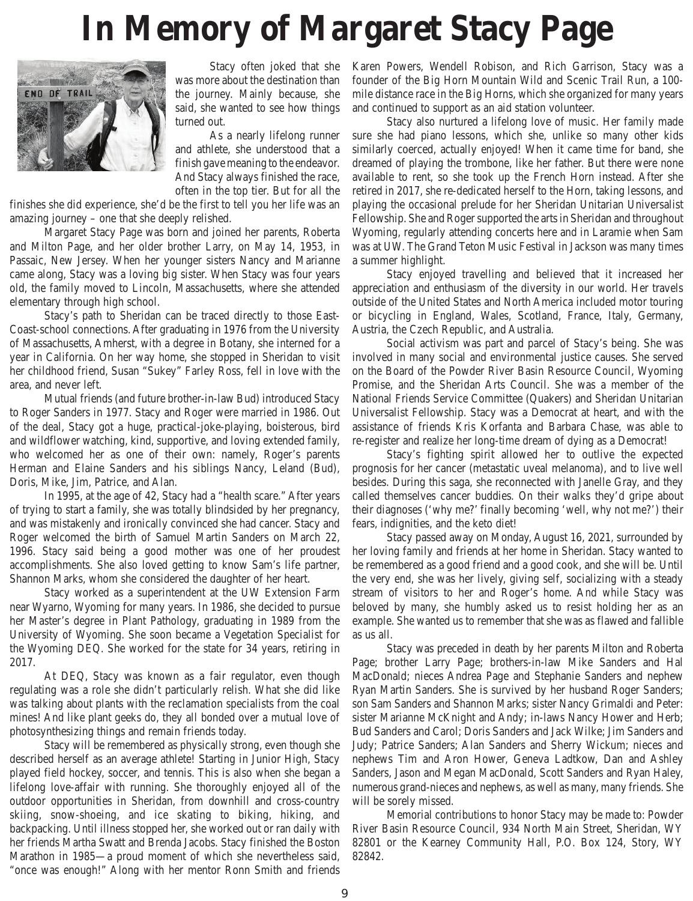# In Memory of Margaret Stacy Page

Stacy often joked that she was more about the destination than the journey. Mainly because, she said, she wanted to see how things turned out.

As a nearly lifelong runner and athlete, she understood that a finish gave meaning to the endeavor. And Stacy always finished the race, often in the top tier. But for all the finishes she did experience, she'd be the first to tell you her life was an amazing journey – one that she deeply relished.

Margaret Stacy Page was born and joined her parents, Roberta and Milton Page, and her older brother Larry, on May 14, 1953, in Passaic, New Jersey. When her younger sisters Nancy and Marianne came along, Stacy was a loving big sister. When Stacy was four years old, the family moved to Lincoln, Massachusetts, where she attended elementary through high school.

Stacy's path to Sheridan can be traced directly to those East-Coast-school connections. After graduating in 1976 from the University of Massachusetts, Amherst, with a degree in Botany, she interned for a year in California. On her way home, she stopped in Sheridan to visit her childhood friend, Susan "Sukey" Farley Ross, fell in love with the area, and never left.

Mutual friends (and future brother-in-law Bud) introduced Stacy to Roger Sanders in 1977. Stacy and Roger were married in 1986. Out of the deal, Stacy got a huge, practical-joke-playing, boisterous, bird and wildflower watching, kind, supportive, and loving extended family, who welcomed her as one of their own: namely, Roger's parents Herman and Elaine Sanders and his siblings Nancy, Leland (Bud), Doris, Mike, Jim, Patrice, and Alan.

In 1995, at the age of 42, Stacy had a "health scare." After years of trying to start a family, she was totally blindsided by her pregnancy, and was mistakenly and ironically convinced she had cancer. Stacy and Roger welcomed the birth of Samuel Martin Sanders on March 22, 1996. Stacy said being a good mother was one of her proudest accomplishments. She also loved getting to know Sam's life partner, Shannon Marks, whom she considered the daughter of her heart.

Stacy worked as a superintendent at the UW Extension Farm near Wyarno, Wyoming for many years. In 1986, she decided to pursue her Master's degree in Plant Pathology, graduating in 1989 from the University of Wyoming. She soon became a Vegetation Specialist for the Wyoming DEQ. She worked for the state for 34 years, retiring in 2017.

At DEQ, Stacy was known as a fair regulator, even though regulating was a role she didn't particularly relish. What she did like was talking about plants with the reclamation specialists from the coal mines! And like plant geeks do, they all bonded over a mutual love of photosynthesizing things and remain friends today.

Stacy will be remembered as physically strong, even though she described herself as an average athlete! Starting in Junior High, Stacy played field hockey, soccer, and tennis. This is also when she began a lifelong love-affair with running. She thoroughly enjoyed all of the outdoor opportunities in Sheridan, from downhill and cross-country skiing, snow-shoeing, and ice skating to biking, hiking, and backpacking. Until illness stopped her, she worked out or ran daily with her friends Martha Swatt and Brenda Jacobs. Stacy finished the Boston Marathon in 1985—a proud moment of which she nevertheless said, "once was enough!" Along with her mentor Ronn Smith and friends Karen Powers, Wendell Robison, and Rich Garrison, Stacy was a founder of the Big Horn Mountain Wild and Scenic Trail Run, a 100-mile distance race in the Big Horns, which she organized for many years and continued to support as an aid station volunteer.

Stacy also nurtured a lifelong love of music. Her family made sure she had piano lessons, which she, unlike so many other kids similarly coerced, actually enjoyed! When it came time for band, she dreamed of playing the trombone, like her father. But there were none available to rent, so she took up the French Horn instead. After she retired in 2017, she re-dedicated herself to the Horn, taking lessons, and playing the occasional prelude for her Sheridan Unitarian Universalist Fellowship. She and Roger supported the arts in Sheridan and throughout Wyoming, regularly attending concerts here and in Laramie when Sam was at UW. The Grand Teton Music Festival in Jackson was many times a summer highlight.

Stacy enjoyed travelling and believed that it increased her appreciation and enthusiasm of the diversity in our world. Her travels outside of the United States and North America included motor touring or bicycling in England, Wales, Scotland, France, Italy, Germany, Austria, the Czech Republic, and Australia.

Social activism was part and parcel of Stacy's being. She was involved in many social and environmental justice causes. She served on the Board of the Powder River Basin Resource Council, Wyoming Promise, and the Sheridan Arts Council. She was a member of the National Friends Service Committee (Quakers) and Sheridan Unitarian Universalist Fellowship. Stacy was a Democrat at heart, and with the assistance of friends Kris Korfanta and Barbara Chase, was able to re-register and realize her long-time dream of dying as a Democrat!

Stacy's fighting spirit allowed her to outlive the expected prognosis for her cancer (metastatic uveal melanoma), and to live well besides. During this saga, she reconnected with Janelle Gray, and they called themselves cancer buddies. On their walks they'd gripe about their diagnoses ('why me?' finally becoming 'well, why not me?') their fears, indignities, and the keto diet!

Stacy passed away on Monday, August 16, 2021, surrounded by her loving family and friends at her home in Sheridan. Stacy wanted to be remembered as a good friend and a good cook, and she will be. Until the very end, she was her lively, giving self, socializing with a steady stream of visitors to her and Roger's home. And while Stacy was beloved by many, she humbly asked us to resist holding her as an example. She wanted us to remember that she was as flawed and fallible as us all.

Stacy was preceded in death by her parents Milton and Roberta Page; brother Larry Page; brothers-in-law Mike Sanders and Hal MacDonald; nieces Andrea Page and Stephanie Sanders and nephew Ryan Martin Sanders. She is survived by her husband Roger Sanders; son Sam Sanders and Shannon Marks; sister Nancy Grimaldi and Peter: sister Marianne McKnight and Andy; in-laws Nancy Hower and Herb; Bud Sanders and Carol; Doris Sanders and Jack Wilke; Jim Sanders and Judy; Patrice Sanders; Alan Sanders and Sherry Wickum; nieces and nephews Tim and Aron Hower, Geneva Ladtkow, Dan and Ashley Sanders, Jason and Megan MacDonald, Scott Sanders and Ryan Haley, numerous grand-nieces and nephews, as well as many, many friends. She will be sorely missed.

Memorial contributions to honor Stacy may be made to: Powder River Basin Resource Council, 934 North Main Street, Sheridan, WY 82801 or the Kearney Community Hall, P.O. Box 124, Story, WY 82842.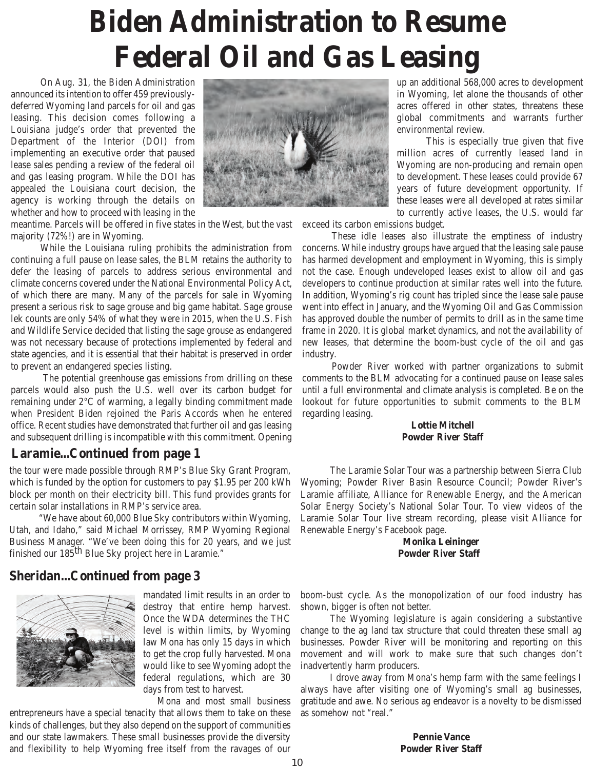# Biden Administration to Resume Federal Oil and Gas Leasing

On Aug. 31, the Biden Administration announced its intention to offer 459 previously-deferred Wyoming land parcels for oil and gas leasing. This decision comes following a Louisiana judge's order that prevented the Department of the Interior (DOI) from implementing an executive order that paused lease sales pending a review of the federal oil and gas leasing program. While the DOI has appealed the Louisiana court decision, the agency is working through the details on whether and how to proceed with leasing in the meantime. Parcels will be offered in five states in the West, but the vast majority (72%!) are in Wyoming.

While the Louisiana ruling prohibits the administration from continuing a full pause on lease sales, the BLM retains the authority to defer the leasing of parcels to address serious environmental and climate concerns covered under the National Environmental Policy Act, of which there are many. Many of the parcels for sale in Wyoming present a serious risk to sage grouse and big game habitat. Sage grouse lek counts are only 54% of what they were in 2015, when the U.S. Fish and Wildlife Service decided that listing the sage grouse as endangered was not necessary because of protections implemented by federal and state agencies, and it is essential that their habitat is preserved in order to prevent an endangered species listing.

The potential greenhouse gas emissions from drilling on these parcels would also push the U.S. well over its carbon budget for remaining under 2°C of warming, a legally binding commitment made when President Biden rejoined the Paris Accords when he entered office. Recent studies have demonstrated that further oil and gas leasing and subsequent drilling is incompatible with this commitment. Opening up an additional 568,000 acres to development in Wyoming, let alone the thousands of other acres offered in other states, threatens these global commitments and warrants further environmental review.

This is especially true given that five million acres of currently leased land in Wyoming are non-producing and remain open to development. These leases could provide 67 years of future development opportunity. If these leases were all developed at rates similar to currently active leases, the U.S. would far exceed its carbon emissions budget.

These idle leases also illustrate the emptiness of industry concerns. While industry groups have argued that the leasing sale pause has harmed development and employment in Wyoming, this is simply not the case. Enough undeveloped leases exist to allow oil and gas developers to continue production at similar rates well into the future. In addition, Wyoming's rig count has tripled since the lease sale pause went into effect in January, and the Wyoming Oil and Gas Commission has approved double the number of permits to drill as in the same time frame in 2020. It is global market dynamics, and not the availability of new leases, that determine the boom-bust cycle of the oil and gas industry.

Powder River worked with partner organizations to submit comments to the BLM advocating for a continued pause on lease sales until a full environmental and climate analysis is completed. Be on the lookout for future opportunities to submit comments to the BLM regarding leasing.

**Lottie Mitchell**
**Powder River Staff**

## Laramie...Continued from page 1

the tour were made possible through RMP's Blue Sky Grant Program, which is funded by the option for customers to pay $1.95 per 200 kWh block per month on their electricity bill. This fund provides grants for certain solar installations in RMP's service area.

"We have about 60,000 Blue Sky contributors within Wyoming, Utah, and Idaho," said Michael Morrissey, RMP Wyoming Regional Business Manager. "We've been doing this for 20 years, and we just finished our 185th Blue Sky project here in Laramie."

The Laramie Solar Tour was a partnership between Sierra Club Wyoming; Powder River Basin Resource Council; Powder River's Laramie affiliate, Alliance for Renewable Energy, and the American Solar Energy Society's National Solar Tour. To view videos of the Laramie Solar Tour live stream recording, please visit Alliance for Renewable Energy's Facebook page.

**Monika Leininger**
**Powder River Staff**

## Sheridan...Continued from page 3

mandated limit results in an order to destroy that entire hemp harvest. Once the WDA determines the THC level is within limits, by Wyoming law Mona has only 15 days in which to get the crop fully harvested. Mona would like to see Wyoming adopt the federal regulations, which are 30 days from test to harvest.

Mona and most small business entrepreneurs have a special tenacity that allows them to take on these kinds of challenges, but they also depend on the support of communities and our state lawmakers. These small businesses provide the diversity and flexibility to help Wyoming free itself from the ravages of our boom-bust cycle. As the monopolization of our food industry has shown, bigger is often not better.

The Wyoming legislature is again considering a substantive change to the ag land tax structure that could threaten these small ag businesses. Powder River will be monitoring and reporting on this movement and will work to make sure that such changes don't inadvertently harm producers.

I drove away from Mona's hemp farm with the same feelings I always have after visiting one of Wyoming's small ag businesses, gratitude and awe. No serious ag endeavor is a novelty to be dismissed as somehow not "real."

**Pennie Vance**
**Powder River Staff**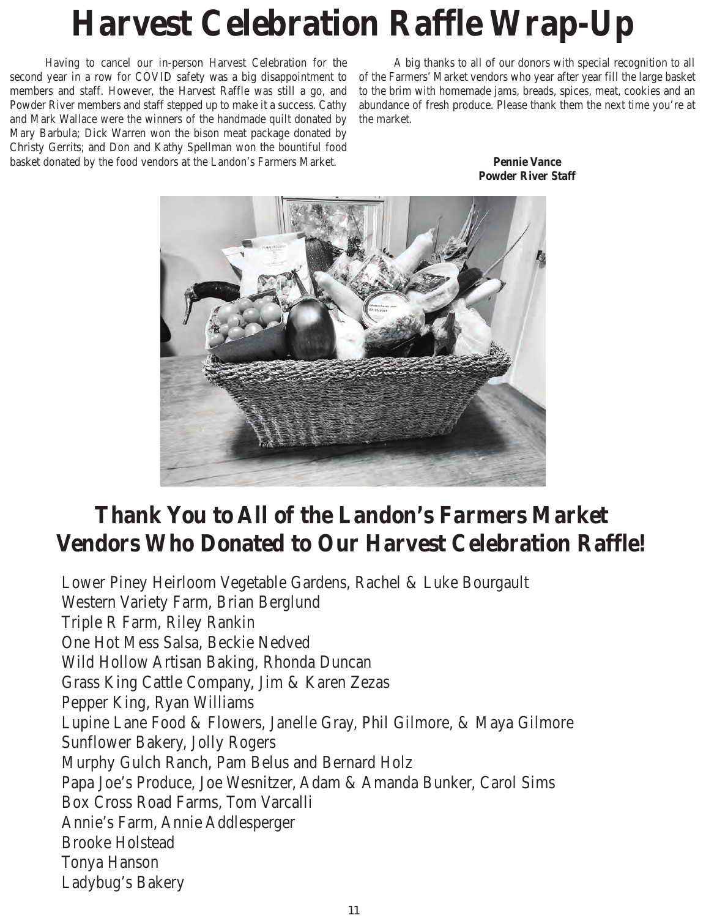# Harvest Celebration Raffle Wrap-Up

Having to cancel our in-person Harvest Celebration for the second year in a row for COVID safety was a big disappointment to members and staff. However, the Harvest Raffle was still a go, and Powder River members and staff stepped up to make it a success. Cathy and Mark Wallace were the winners of the handmade quilt donated by Mary Barbula; Dick Warren won the bison meat package donated by Christy Gerrits; and Don and Kathy Spellman won the bountiful food basket donated by the food vendors at the Landon's Farmers Market.

A big thanks to all of our donors with special recognition to all of the Farmers' Market vendors who year after year fill the large basket to the brim with homemade jams, breads, spices, meat, cookies and an abundance of fresh produce. Please thank them the next time you're at the market.

**Pennie Vance**
**Powder River Staff**

## Thank You to All of the Landon's Farmers Market Vendors Who Donated to Our Harvest Celebration Raffle!

Lower Piney Heirloom Vegetable Gardens, Rachel & Luke Bourgault
Western Variety Farm, Brian Berglund
Triple R Farm, Riley Rankin
One Hot Mess Salsa, Beckie Nedved
Wild Hollow Artisan Baking, Rhonda Duncan
Grass King Cattle Company, Jim & Karen Zezas
Pepper King, Ryan Williams
Lupine Lane Food & Flowers, Janelle Gray, Phil Gilmore, & Maya Gilmore
Sunflower Bakery, Jolly Rogers
Murphy Gulch Ranch, Pam Belus and Bernard Holz
Papa Joe's Produce, Joe Wesnitzer, Adam & Amanda Bunker, Carol Sims
Box Cross Road Farms, Tom Varcalli
Annie's Farm, Annie Addlesperger
Brooke Holstead
Tonya Hanson
Ladybug's Bakery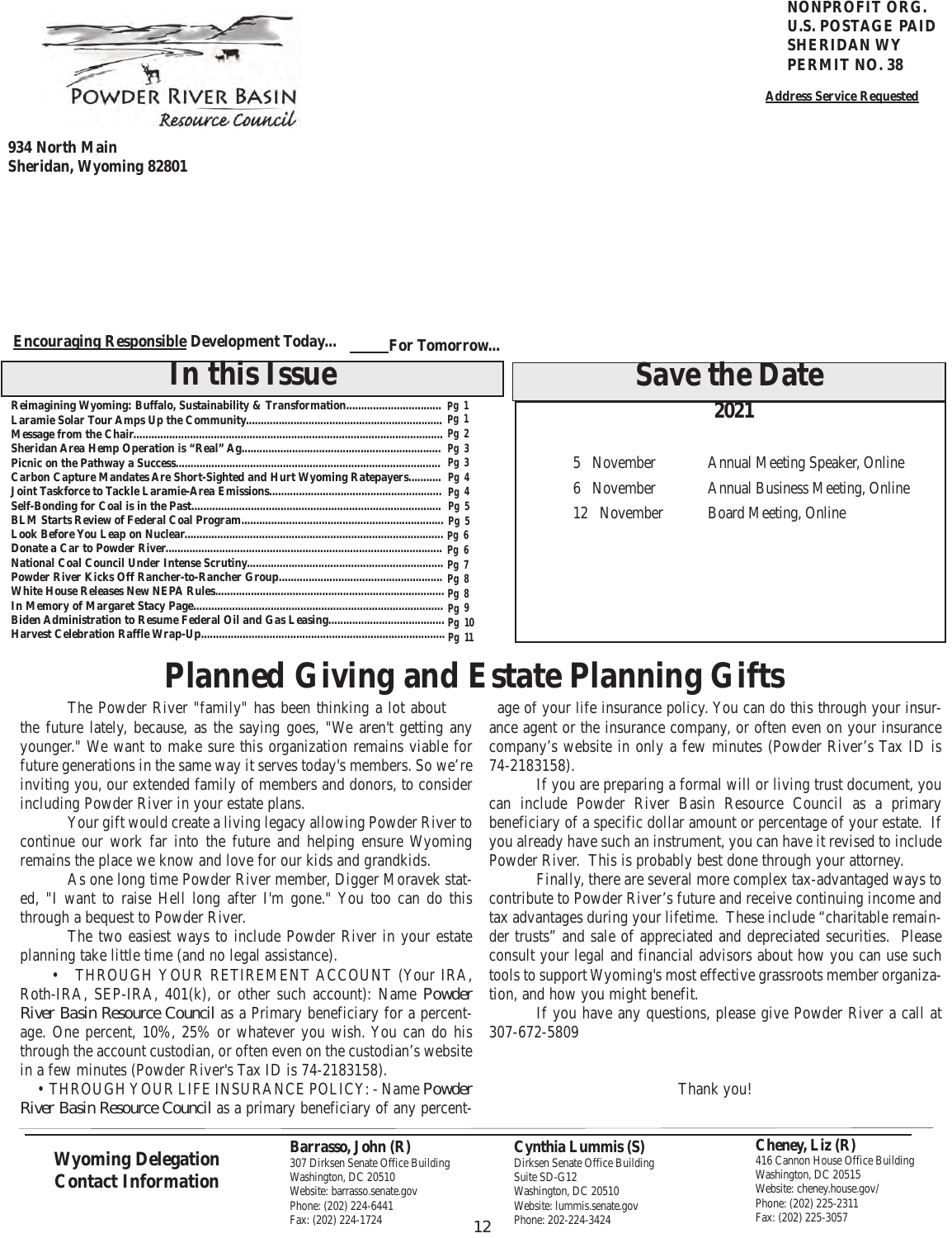Powder River Basin Resource Council

934 North Main
Sheridan, Wyoming 82801

**NONPROFIT ORG.**
**U.S. POSTAGE PAID**
**SHERIDAN WY**
**PERMIT NO. 38**

**Address Service Requested**

**Encouraging Responsible Development Today... For Tomorrow...**

## In this Issue

| | |
|---|---|
| Reimagining Wyoming: Buffalo, Sustainability & Transformation | Pg 1 |
| Laramie Solar Tour Amps Up the Community | Pg 1 |
| Message from the Chair | Pg 2 |
| Sheridan Area Hemp Operation is "Real" Ag | Pg 3 |
| Picnic on the Pathway a Success | Pg 3 |
| Carbon Capture Mandates Are Short-Sighted and Hurt Wyoming Ratepayers | Pg 4 |
| Joint Taskforce to Tackle Laramie-Area Emissions | Pg 4 |
| Self-Bonding for Coal is in the Past | Pg 5 |
| BLM Starts Review of Federal Coal Program | Pg 5 |
| Look Before You Leap on Nuclear | Pg 6 |
| Donate a Car to Powder River | Pg 6 |
| National Coal Council Under Intense Scrutiny | Pg 7 |
| Powder River Kicks Off Rancher-to-Rancher Group | Pg 8 |
| White House Releases New NEPA Rules | Pg 8 |
| In Memory of Margaret Stacy Page | Pg 9 |
| Biden Administration to Resume Federal Oil and Gas Leasing | Pg 10 |
| Harvest Celebration Raffle Wrap-Up | Pg 11 |

## Save the Date

**2021**

| | |
|---|---|
| 5 November | Annual Meeting Speaker, Online |
| 6 November | Annual Business Meeting, Online |
| 12 November | Board Meeting, Online |

# Planned Giving and Estate Planning Gifts

The Powder River "family" has been thinking a lot about the future lately, because, as the saying goes, "We aren't getting any younger." We want to make sure this organization remains viable for future generations in the same way it serves today's members. So we're inviting you, our extended family of members and donors, to consider including Powder River in your estate plans.

Your gift would create a living legacy allowing Powder River to continue our work far into the future and helping ensure Wyoming remains the place we know and love for our kids and grandkids.

As one long time Powder River member, Digger Moravek stated, "I want to raise Hell long after I'm gone." You too can do this through a bequest to Powder River.

The two easiest ways to include Powder River in your estate planning take little time (and no legal assistance).

- THROUGH YOUR RETIREMENT ACCOUNT (Your IRA, Roth-IRA, SEP-IRA, 401(k), or other such account): Name *Powder River Basin Resource Council* as a Primary beneficiary for a percentage. One percent, 10%, 25% or whatever you wish. You can do his through the account custodian, or often even on the custodian's website in a few minutes (Powder River's Tax ID is 74-2183158).
- THROUGH YOUR LIFE INSURANCE POLICY: - Name *Powder River Basin Resource Council* as a primary beneficiary of any percentage of your life insurance policy. You can do this through your insurance agent or the insurance company, or often even on your insurance company's website in only a few minutes (Powder River's Tax ID is 74-2183158).

If you are preparing a formal will or living trust document, you can include Powder River Basin Resource Council as a primary beneficiary of a specific dollar amount or percentage of your estate. If you already have such an instrument, you can have it revised to include Powder River. This is probably best done through your attorney.

Finally, there are several more complex tax-advantaged ways to contribute to Powder River's future and receive continuing income and tax advantages during your lifetime. These include "charitable remainder trusts" and sale of appreciated and depreciated securities. Please consult your legal and financial advisors about how you can use such tools to support Wyoming's most effective grassroots member organization, and how you might benefit.

If you have any questions, please give Powder River a call at 307-672-5809

Thank you!

## Wyoming Delegation Contact Information

**Barrasso, John (R)**
307 Dirksen Senate Office Building
Washington, DC 20510
Website: barrasso.senate.gov
Phone: (202) 224-6441
Fax: (202) 224-1724

**Cynthia Lummis (S)**
Dirksen Senate Office Building
Suite SD-G12
Washington, DC 20510
Website: lummis.senate.gov
Phone: 202-224-3424

**Cheney, Liz (R)**
416 Cannon House Office Building
Washington, DC 20515
Website: cheney.house.gov/
Phone: (202) 225-2311
Fax: (202) 225-3057